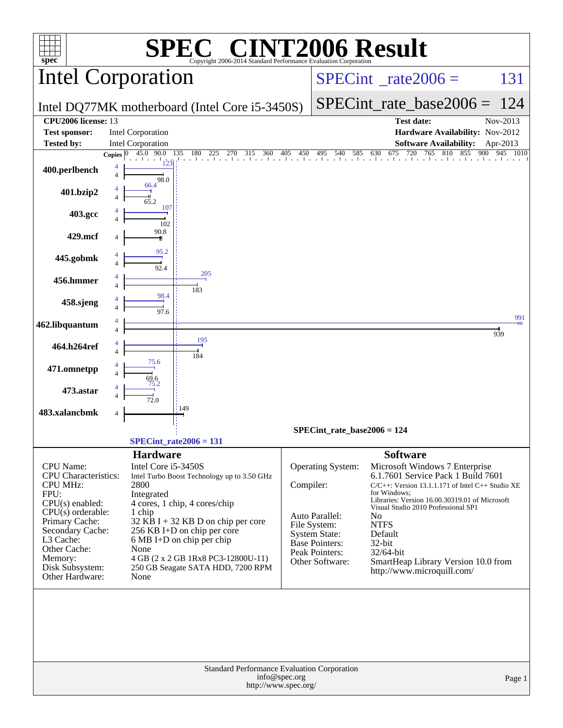# SPEC CINT2006 Result

Copyright 2006-2014 Standard Performance Evaluation Corporation

## Intel Corporation

Intel DQ77MK motherboard (Intel Core i5-3450S)

SPECint_rate2006 = 131

SPECint_rate_base2006 = 124

| | | | |
|---|---|---|---|
| **CPU2006 license:** 13 | | **Test date:** | Nov-2013 |
| **Test sponsor:** | Intel Corporation | **Hardware Availability:** | Nov-2012 |
| **Tested by:** | Intel Corporation | **Software Availability:** | Apr-2013 |

Copies 0 45.0 90.0 135 180 225 270 315 360 405 450 495 540 585 630 675 720 765 810 855 900 945 1010

400.perlbench 4 4 123 98.0

401.bzip2 4 4 66.4 65.2

403.gcc 4 4 107 102

429.mcf 4 90.8

445.gobmk 4 4 95.2 92.4

456.hmmer 4 4 205 183

458.sjeng 4 4 98.4 97.6

462.libquantum 4 4 991 939

464.h264ref 4 4 195 184

471.omnetpp 4 4 75.6 69.6

473.astar 4 4 75.2 72.0

483.xalancbmk 4 149

SPECint_rate_base2006 = 124

SPECint_rate2006 = 131

### Hardware

| | |
|---|---|
| CPU Name: | Intel Core i5-3450S |
| CPU Characteristics: | Intel Turbo Boost Technology up to 3.50 GHz |
| CPU MHz: | 2800 |
| FPU: | Integrated |
| CPU(s) enabled: | 4 cores, 1 chip, 4 cores/chip |
| CPU(s) orderable: | 1 chip |
| Primary Cache: | 32 KB I + 32 KB D on chip per core |
| Secondary Cache: | 256 KB I+D on chip per core |
| L3 Cache: | 6 MB I+D on chip per chip |
| Other Cache: | None |
| Memory: | 4 GB (2 x 2 GB 1Rx8 PC3-12800U-11) |
| Disk Subsystem: | 250 GB Seagate SATA HDD, 7200 RPM |
| Other Hardware: | None |

### Software

| | |
|---|---|
| Operating System: | Microsoft Windows 7 Enterprise 6.1.7601 Service Pack 1 Build 7601 |
| Compiler: | C/C++: Version 13.1.1.171 of Intel C++ Studio XE for Windows; Libraries: Version 16.00.30319.01 of Microsoft Visual Studio 2010 Professional SP1 |
| Auto Parallel: | No |
| File System: | NTFS |
| System State: | Default |
| Base Pointers: | 32-bit |
| Peak Pointers: | 32/64-bit |
| Other Software: | SmartHeap Library Version 10.0 from http://www.microquill.com/ |

Standard Performance Evaluation Corporation
info@spec.org
http://www.spec.org/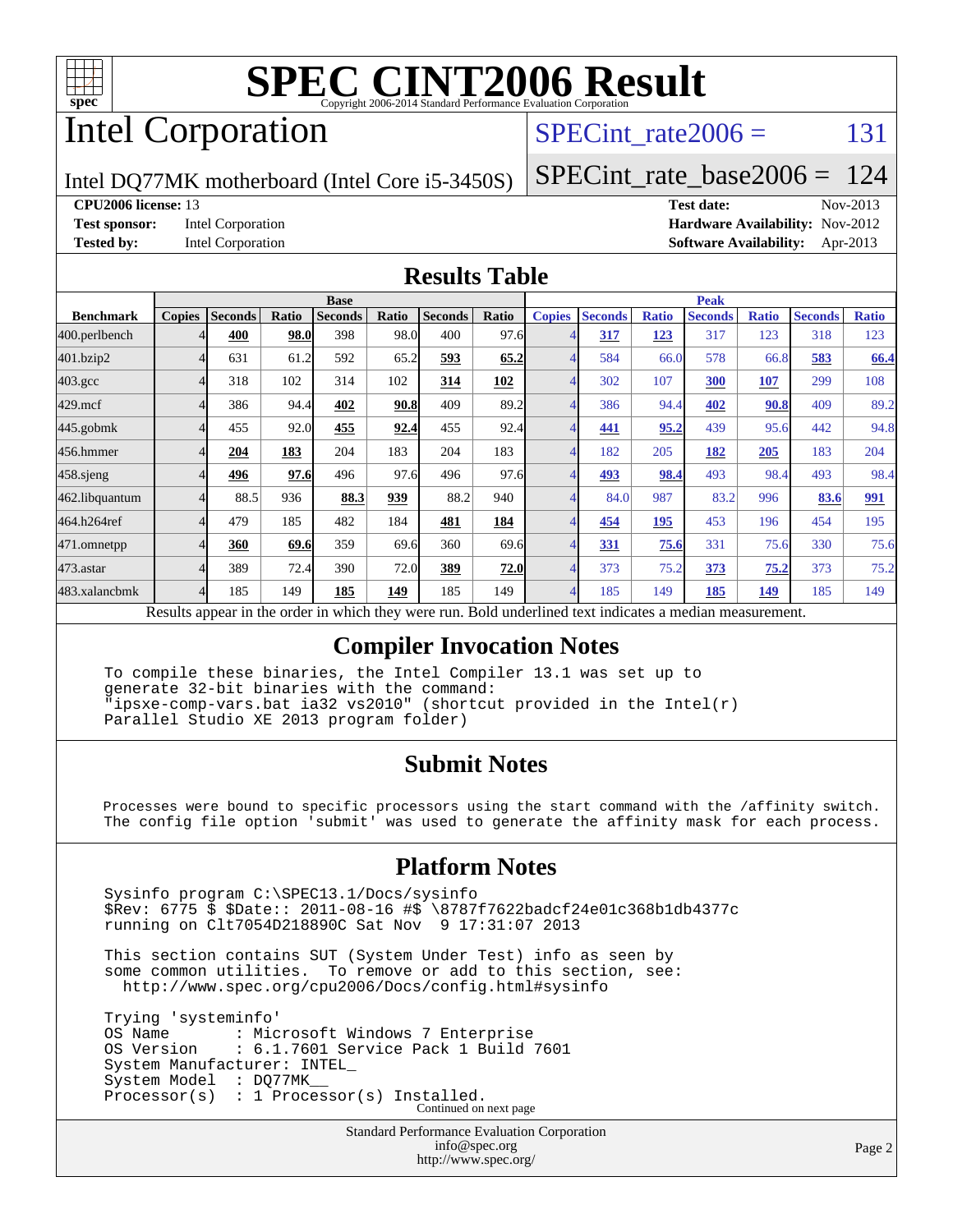# SPEC CINT2006 Result

Copyright 2006-2014 Standard Performance Evaluation Corporation

# Intel Corporation

Intel DQ77MK motherboard (Intel Core i5-3450S)

SPECint_rate2006 = 131

SPECint_rate_base2006 = 124

**CPU2006 license:** 13

**Test sponsor:** Intel Corporation

**Tested by:** Intel Corporation

**Test date:** Nov-2013

**Hardware Availability:** Nov-2012

**Software Availability:** Apr-2013

## Results Table

| | Base | | | | | | | Peak | | | | | | |
|---|---|---|---|---|---|---|---|---|---|---|---|---|---|---|
| **Benchmark** | **Copies** | **Seconds** | **Ratio** | **Seconds** | **Ratio** | **Seconds** | **Ratio** | **Copies** | **Seconds** | **Ratio** | **Seconds** | **Ratio** | **Seconds** | **Ratio** |
| 400.perlbench | 4 | **400** | **98.0** | 398 | 98.0 | 400 | 97.6 | 4 | **317** | **123** | 317 | 123 | 318 | 123 |
| 401.bzip2 | 4 | 631 | 61.2 | 592 | 65.2 | **593** | **65.2** | 4 | 584 | 66.0 | 578 | 66.8 | **583** | **66.4** |
| 403.gcc | 4 | 318 | 102 | 314 | 102 | **314** | **102** | 4 | 302 | 107 | **300** | **107** | 299 | 108 |
| 429.mcf | 4 | 386 | 94.4 | **402** | **90.8** | 409 | 89.2 | 4 | 386 | 94.4 | **402** | **90.8** | 409 | 89.2 |
| 445.gobmk | 4 | 455 | 92.0 | **455** | **92.4** | 455 | 92.4 | 4 | **441** | **95.2** | 439 | 95.6 | 442 | 94.8 |
| 456.hmmer | 4 | **204** | **183** | 204 | 183 | 204 | 183 | 4 | 182 | 205 | **182** | **205** | 183 | 204 |
| 458.sjeng | 4 | **496** | **97.6** | 496 | 97.6 | 496 | 97.6 | 4 | **493** | **98.4** | 493 | 98.4 | 493 | 98.4 |
| 462.libquantum | 4 | 88.5 | 936 | **88.3** | **939** | 88.2 | 940 | 4 | 84.0 | 987 | 83.2 | 996 | **83.6** | **991** |
| 464.h264ref | 4 | 479 | 185 | 482 | 184 | **481** | **184** | 4 | **454** | **195** | 453 | 196 | 454 | 195 |
| 471.omnetpp | 4 | **360** | **69.6** | 359 | 69.6 | 360 | 69.6 | 4 | **331** | **75.6** | 331 | 75.6 | 330 | 75.6 |
| 473.astar | 4 | 389 | 72.4 | 390 | 72.0 | **389** | **72.0** | 4 | 373 | 75.2 | **373** | **75.2** | 373 | 75.2 |
| 483.xalancbmk | 4 | 185 | 149 | **185** | **149** | 185 | 149 | 4 | 185 | 149 | **185** | **149** | 185 | 149 |

Results appear in the order in which they were run. Bold underlined text indicates a median measurement.

## Compiler Invocation Notes

```
To compile these binaries, the Intel Compiler 13.1 was set up to
generate 32-bit binaries with the command:
"ipsxe-comp-vars.bat ia32 vs2010" (shortcut provided in the Intel(r)
Parallel Studio XE 2013 program folder)
```

## Submit Notes

```
Processes were bound to specific processors using the start command with the /affinity switch.
The config file option 'submit' was used to generate the affinity mask for each process.
```

## Platform Notes

```
Sysinfo program C:\SPEC13.1/Docs/sysinfo
$Rev: 6775 $ $Date:: 2011-08-16 #$ \8787f7622badcf24e01c368b1db4377c
running on Clt7054D218890C Sat Nov  9 17:31:07 2013

This section contains SUT (System Under Test) info as seen by
some common utilities.  To remove or add to this section, see:
  http://www.spec.org/cpu2006/Docs/config.html#sysinfo

Trying 'systeminfo'
OS Name        : Microsoft Windows 7 Enterprise
OS Version     : 6.1.7601 Service Pack 1 Build 7601
System Manufacturer: INTEL_
System Model   : DQ77MK__
Processor(s)   : 1 Processor(s) Installed.
```

Continued on next page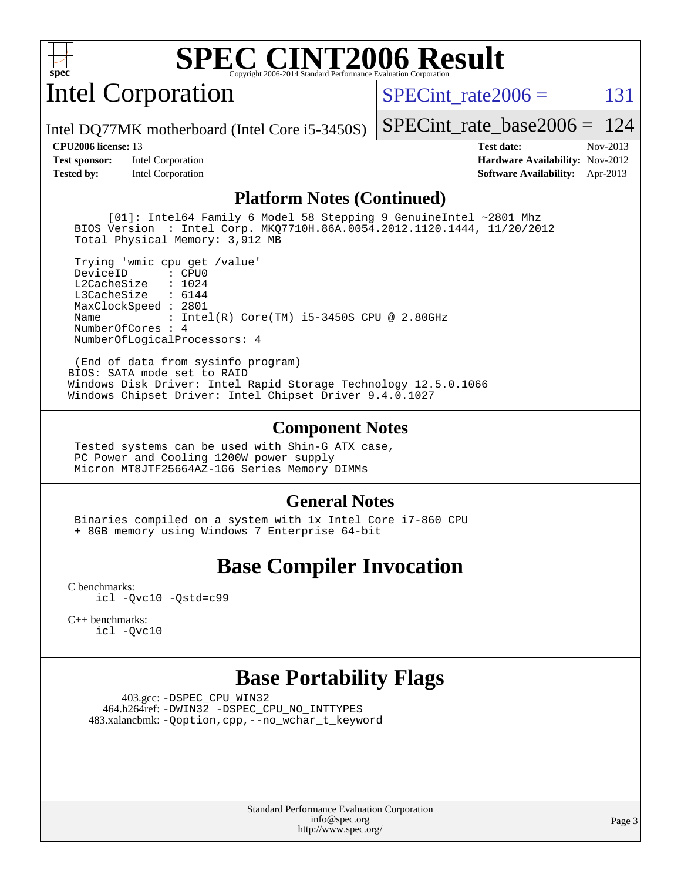## Platform Notes (Continued)

```
      [01]: Intel64 Family 6 Model 58 Stepping 9 GenuineIntel ~2801 Mhz
  BIOS Version  : Intel Corp. MKQ7710H.86A.0054.2012.1120.1444, 11/20/2012
  Total Physical Memory: 3,912 MB

  Trying 'wmic cpu get /value'
  DeviceID      : CPU0
  L2CacheSize   : 1024
  L3CacheSize   : 6144
  MaxClockSpeed : 2801
  Name          : Intel(R) Core(TM) i5-3450S CPU @ 2.80GHz
  NumberOfCores : 4
  NumberOfLogicalProcessors: 4

 (End of data from sysinfo program)
BIOS: SATA mode set to RAID
Windows Disk Driver: Intel Rapid Storage Technology 12.5.0.1066
Windows Chipset Driver: Intel Chipset Driver 9.4.0.1027
```

## Component Notes

```
Tested systems can be used with Shin-G ATX case,
PC Power and Cooling 1200W power supply
Micron MT8JTF25664AZ-1G6 Series Memory DIMMs
```

## General Notes

```
Binaries compiled on a system with 1x Intel Core i7-860 CPU
+ 8GB memory using Windows 7 Enterprise 64-bit
```

# Base Compiler Invocation

C benchmarks:
    icl -Qvc10 -Qstd=c99

C++ benchmarks:
    icl -Qvc10

# Base Portability Flags

403.gcc: -DSPEC_CPU_WIN32
464.h264ref: -DWIN32 -DSPEC_CPU_NO_INTTYPES
483.xalancbmk: -Qoption,cpp,--no_wchar_t_keyword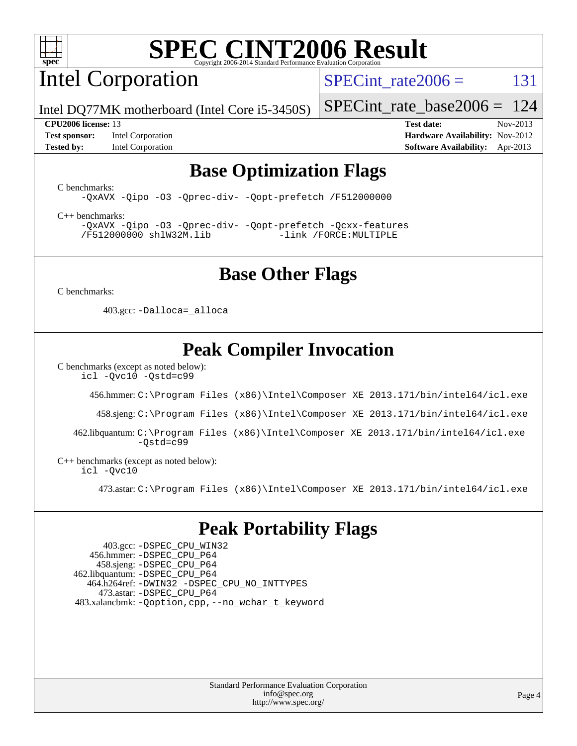# SPEC CINT2006 Result

Copyright 2006-2014 Standard Performance Evaluation Corporation

## Intel Corporation

Intel DQ77MK motherboard (Intel Core i5-3450S)

SPECint_rate2006 = 131

SPECint_rate_base2006 = 124

| | | | |
|---|---|---|---|
| **CPU2006 license:** 13 | | **Test date:** | Nov-2013 |
| **Test sponsor:** | Intel Corporation | **Hardware Availability:** | Nov-2012 |
| **Tested by:** | Intel Corporation | **Software Availability:** | Apr-2013 |

## Base Optimization Flags

C benchmarks:

```
-QxAVX -Qipo -O3 -Qprec-div- -Qopt-prefetch /F512000000
```

C++ benchmarks:

```
-QxAVX -Qipo -O3 -Qprec-div- -Qopt-prefetch -Qcxx-features
/F512000000 shlW32M.lib            -link /FORCE:MULTIPLE
```

## Base Other Flags

C benchmarks:

403.gcc: `-Dalloca=_alloca`

## Peak Compiler Invocation

C benchmarks (except as noted below):

```
icl -Qvc10 -Qstd=c99
```

456.hmmer: `C:\Program Files (x86)\Intel\Composer XE 2013.171/bin/intel64/icl.exe`

458.sjeng: `C:\Program Files (x86)\Intel\Composer XE 2013.171/bin/intel64/icl.exe`

462.libquantum: `C:\Program Files (x86)\Intel\Composer XE 2013.171/bin/intel64/icl.exe -Qstd=c99`

C++ benchmarks (except as noted below):

```
icl -Qvc10
```

473.astar: `C:\Program Files (x86)\Intel\Composer XE 2013.171/bin/intel64/icl.exe`

## Peak Portability Flags

403.gcc: `-DSPEC_CPU_WIN32`
456.hmmer: `-DSPEC_CPU_P64`
458.sjeng: `-DSPEC_CPU_P64`
462.libquantum: `-DSPEC_CPU_P64`
464.h264ref: `-DWIN32 -DSPEC_CPU_NO_INTTYPES`
473.astar: `-DSPEC_CPU_P64`
483.xalancbmk: `-Qoption,cpp,--no_wchar_t_keyword`

Standard Performance Evaluation Corporation
info@spec.org
http://www.spec.org/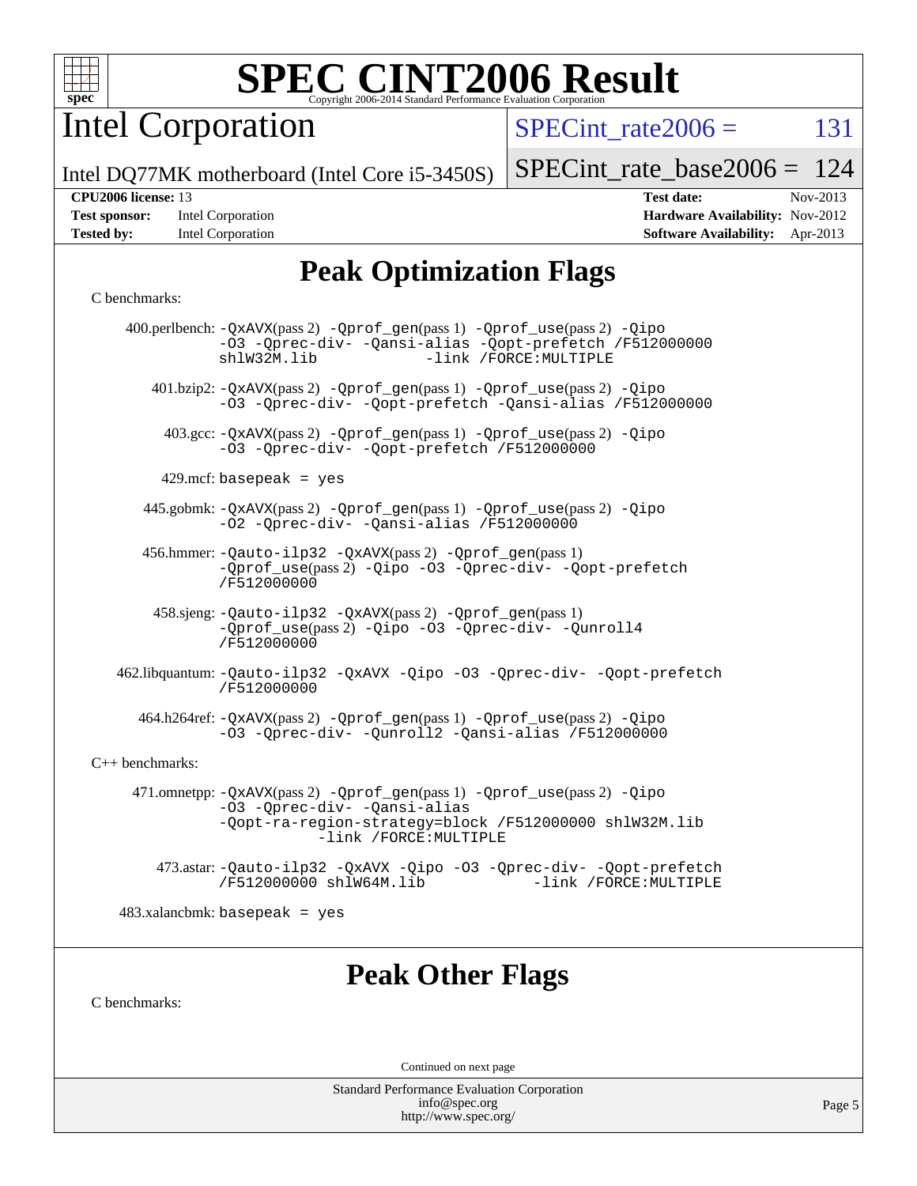# SPEC CINT2006 Result

Copyright 2006-2014 Standard Performance Evaluation Corporation

# Intel Corporation

Intel DQ77MK motherboard (Intel Core i5-3450S)

SPECint_rate2006 = 131

SPECint_rate_base2006 = 124

**CPU2006 license:** 13
**Test sponsor:** Intel Corporation
**Tested by:** Intel Corporation

**Test date:** Nov-2013
**Hardware Availability:** Nov-2012
**Software Availability:** Apr-2013

## Peak Optimization Flags

C benchmarks:

400.perlbench: -QxAVX(pass 2) -Qprof_gen(pass 1) -Qprof_use(pass 2) -Qipo -O3 -Qprec-div- -Qansi-alias -Qopt-prefetch /F512000000 shlW32M.lib -link /FORCE:MULTIPLE

401.bzip2: -QxAVX(pass 2) -Qprof_gen(pass 1) -Qprof_use(pass 2) -Qipo -O3 -Qprec-div- -Qopt-prefetch -Qansi-alias /F512000000

403.gcc: -QxAVX(pass 2) -Qprof_gen(pass 1) -Qprof_use(pass 2) -Qipo -O3 -Qprec-div- -Qopt-prefetch /F512000000

429.mcf: basepeak = yes

445.gobmk: -QxAVX(pass 2) -Qprof_gen(pass 1) -Qprof_use(pass 2) -Qipo -O2 -Qprec-div- -Qansi-alias /F512000000

456.hmmer: -Qauto-ilp32 -QxAVX(pass 2) -Qprof_gen(pass 1) -Qprof_use(pass 2) -Qipo -O3 -Qprec-div- -Qopt-prefetch /F512000000

458.sjeng: -Qauto-ilp32 -QxAVX(pass 2) -Qprof_gen(pass 1) -Qprof_use(pass 2) -Qipo -O3 -Qprec-div- -Qunroll4 /F512000000

462.libquantum: -Qauto-ilp32 -QxAVX -Qipo -O3 -Qprec-div- -Qopt-prefetch /F512000000

464.h264ref: -QxAVX(pass 2) -Qprof_gen(pass 1) -Qprof_use(pass 2) -Qipo -O3 -Qprec-div- -Qunroll2 -Qansi-alias /F512000000

C++ benchmarks:

471.omnetpp: -QxAVX(pass 2) -Qprof_gen(pass 1) -Qprof_use(pass 2) -Qipo -O3 -Qprec-div- -Qansi-alias -Qopt-ra-region-strategy=block /F512000000 shlW32M.lib -link /FORCE:MULTIPLE

473.astar: -Qauto-ilp32 -QxAVX -Qipo -O3 -Qprec-div- -Qopt-prefetch /F512000000 shlW64M.lib -link /FORCE:MULTIPLE

483.xalancbmk: basepeak = yes

## Peak Other Flags

C benchmarks:

Continued on next page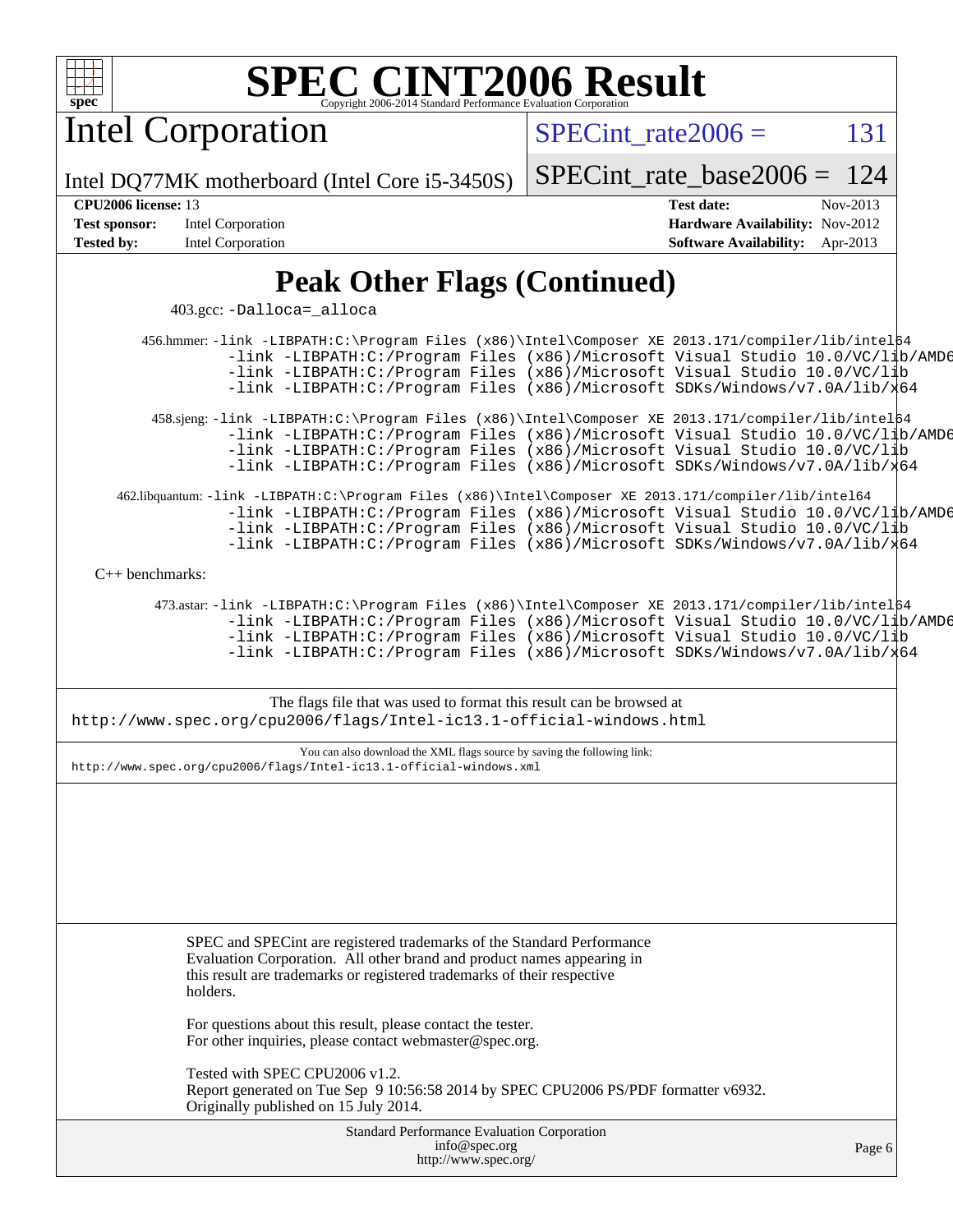# SPEC CINT2006 Result

Copyright 2006-2014 Standard Performance Evaluation Corporation

## Intel Corporation

Intel DQ77MK motherboard (Intel Core i5-3450S)

SPECint_rate2006 = 131

SPECint_rate_base2006 = 124

**CPU2006 license:** 13
**Test sponsor:** Intel Corporation
**Tested by:** Intel Corporation

**Test date:** Nov-2013
**Hardware Availability:** Nov-2012
**Software Availability:** Apr-2013

## Peak Other Flags (Continued)

403.gcc: `-Dalloca=_alloca`

456.hmmer:
```
-link -LIBPATH:C:\Program Files (x86)\Intel\Composer XE 2013.171/compiler/lib/intel64
-link -LIBPATH:C:/Program Files (x86)/Microsoft Visual Studio 10.0/VC/lib/AMD6
-link -LIBPATH:C:/Program Files (x86)/Microsoft Visual Studio 10.0/VC/lib
-link -LIBPATH:C:/Program Files (x86)/Microsoft SDKs/Windows/v7.0A/lib/x64
```

458.sjeng:
```
-link -LIBPATH:C:\Program Files (x86)\Intel\Composer XE 2013.171/compiler/lib/intel64
-link -LIBPATH:C:/Program Files (x86)/Microsoft Visual Studio 10.0/VC/lib/AMD6
-link -LIBPATH:C:/Program Files (x86)/Microsoft Visual Studio 10.0/VC/lib
-link -LIBPATH:C:/Program Files (x86)/Microsoft SDKs/Windows/v7.0A/lib/x64
```

462.libquantum:
```
-link -LIBPATH:C:\Program Files (x86)\Intel\Composer XE 2013.171/compiler/lib/intel64
-link -LIBPATH:C:/Program Files (x86)/Microsoft Visual Studio 10.0/VC/lib/AMD6
-link -LIBPATH:C:/Program Files (x86)/Microsoft Visual Studio 10.0/VC/lib
-link -LIBPATH:C:/Program Files (x86)/Microsoft SDKs/Windows/v7.0A/lib/x64
```

C++ benchmarks:

473.astar:
```
-link -LIBPATH:C:\Program Files (x86)\Intel\Composer XE 2013.171/compiler/lib/intel64
-link -LIBPATH:C:/Program Files (x86)/Microsoft Visual Studio 10.0/VC/lib/AMD6
-link -LIBPATH:C:/Program Files (x86)/Microsoft Visual Studio 10.0/VC/lib
-link -LIBPATH:C:/Program Files (x86)/Microsoft SDKs/Windows/v7.0A/lib/x64
```

The flags file that was used to format this result can be browsed at
http://www.spec.org/cpu2006/flags/Intel-ic13.1-official-windows.html

You can also download the XML flags source by saving the following link:
http://www.spec.org/cpu2006/flags/Intel-ic13.1-official-windows.xml

SPEC and SPECint are registered trademarks of the Standard Performance Evaluation Corporation. All other brand and product names appearing in this result are trademarks or registered trademarks of their respective holders.

For questions about this result, please contact the tester.
For other inquiries, please contact webmaster@spec.org.

Tested with SPEC CPU2006 v1.2.
Report generated on Tue Sep 9 10:56:58 2014 by SPEC CPU2006 PS/PDF formatter v6932.
Originally published on 15 July 2014.

Standard Performance Evaluation Corporation
info@spec.org
http://www.spec.org/